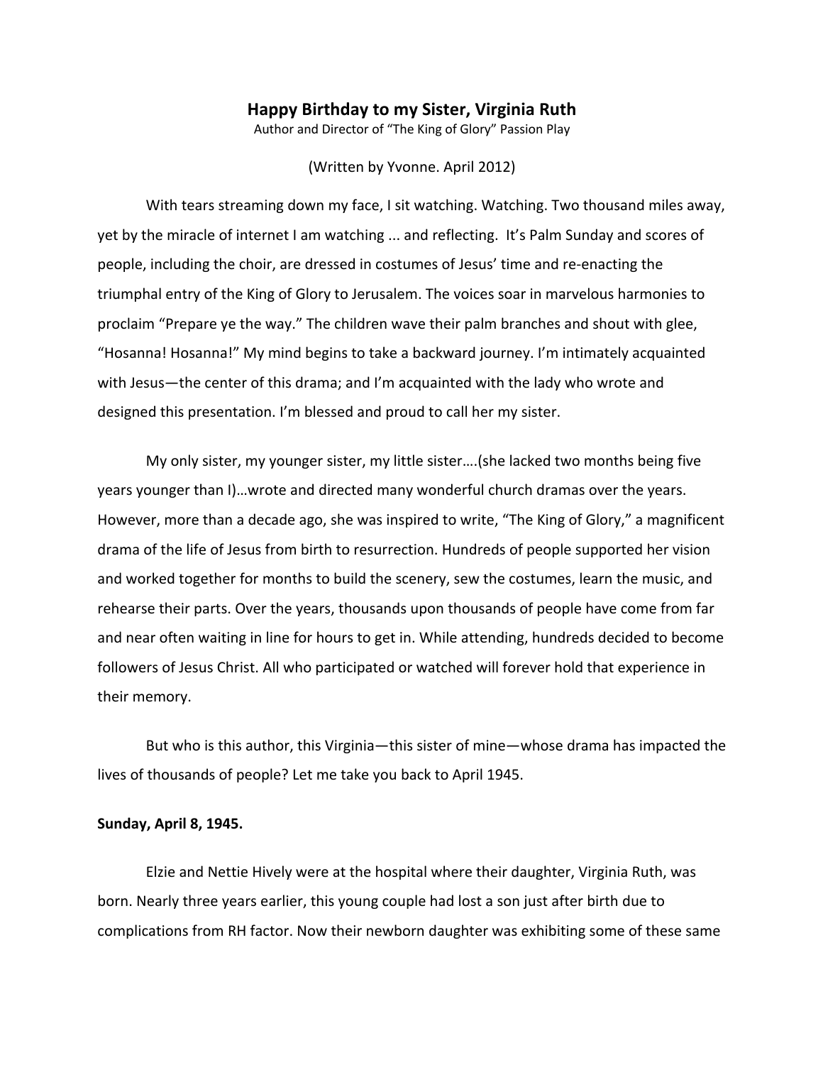# Happy Birthday to my Sister, Virginia Ruth

Author and Director of "The King of Glory" Passion Play

(Written by Yvonne. April 2012)

With tears streaming down my face, I sit watching. Watching. Two thousand miles away, yet by the miracle of internet I am watching ... and reflecting. It's Palm Sunday and scores of people, including the choir, are dressed in costumes of Jesus' time and re-enacting the triumphal entry of the King of Glory to Jerusalem. The voices soar in marvelous harmonies to proclaim "Prepare ye the way." The children wave their palm branches and shout with glee, "Hosanna! Hosanna!" My mind begins to take a backward journey. I'm intimately acquainted with Jesus—the center of this drama; and I'm acquainted with the lady who wrote and designed this presentation. I'm blessed and proud to call her my sister.

My only sister, my younger sister, my little sister….(she lacked two months being five years younger than I)…wrote and directed many wonderful church dramas over the years. However, more than a decade ago, she was inspired to write, "The King of Glory," a magnificent drama of the life of Jesus from birth to resurrection. Hundreds of people supported her vision and worked together for months to build the scenery, sew the costumes, learn the music, and rehearse their parts. Over the years, thousands upon thousands of people have come from far and near often waiting in line for hours to get in. While attending, hundreds decided to become followers of Jesus Christ. All who participated or watched will forever hold that experience in their memory.

But who is this author, this Virginia—this sister of mine—whose drama has impacted the lives of thousands of people? Let me take you back to April 1945.

**Sunday, April 8, 1945.**

Elzie and Nettie Hively were at the hospital where their daughter, Virginia Ruth, was born. Nearly three years earlier, this young couple had lost a son just after birth due to complications from RH factor. Now their newborn daughter was exhibiting some of these same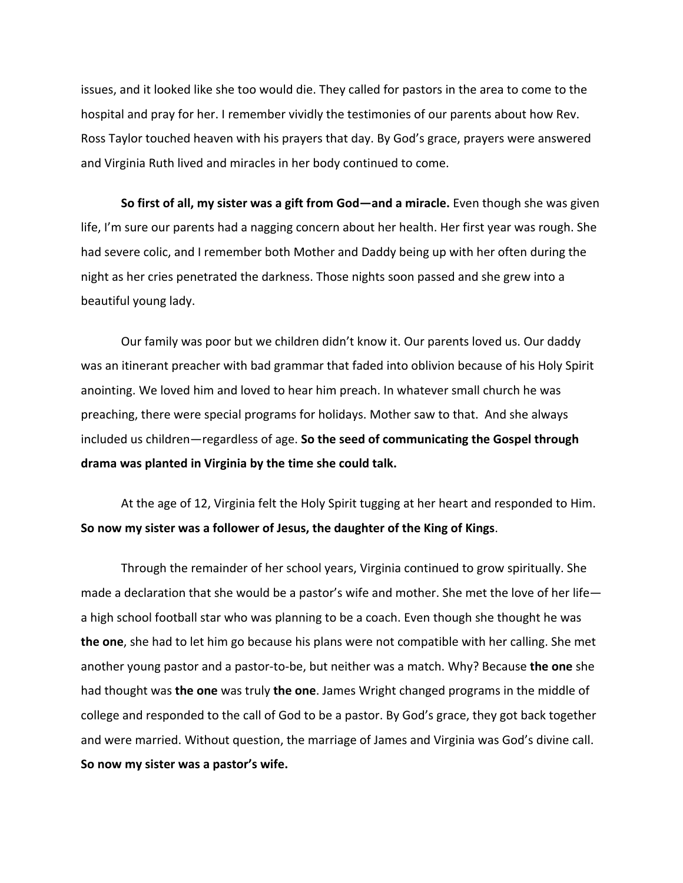issues, and it looked like she too would die. They called for pastors in the area to come to the hospital and pray for her. I remember vividly the testimonies of our parents about how Rev. Ross Taylor touched heaven with his prayers that day. By God's grace, prayers were answered and Virginia Ruth lived and miracles in her body continued to come.

**So first of all, my sister was a gift from God—and a miracle.** Even though she was given life, I'm sure our parents had a nagging concern about her health. Her first year was rough. She had severe colic, and I remember both Mother and Daddy being up with her often during the night as her cries penetrated the darkness. Those nights soon passed and she grew into a beautiful young lady.

Our family was poor but we children didn't know it. Our parents loved us. Our daddy was an itinerant preacher with bad grammar that faded into oblivion because of his Holy Spirit anointing. We loved him and loved to hear him preach. In whatever small church he was preaching, there were special programs for holidays. Mother saw to that. And she always included us children—regardless of age. **So the seed of communicating the Gospel through drama was planted in Virginia by the time she could talk.**

At the age of 12, Virginia felt the Holy Spirit tugging at her heart and responded to Him. **So now my sister was a follower of Jesus, the daughter of the King of Kings**.

Through the remainder of her school years, Virginia continued to grow spiritually. She made a declaration that she would be a pastor's wife and mother. She met the love of her life—a high school football star who was planning to be a coach. Even though she thought he was **the one**, she had to let him go because his plans were not compatible with her calling. She met another young pastor and a pastor-to-be, but neither was a match. Why? Because **the one** she had thought was **the one** was truly **the one**. James Wright changed programs in the middle of college and responded to the call of God to be a pastor. By God's grace, they got back together and were married. Without question, the marriage of James and Virginia was God's divine call. **So now my sister was a pastor's wife.**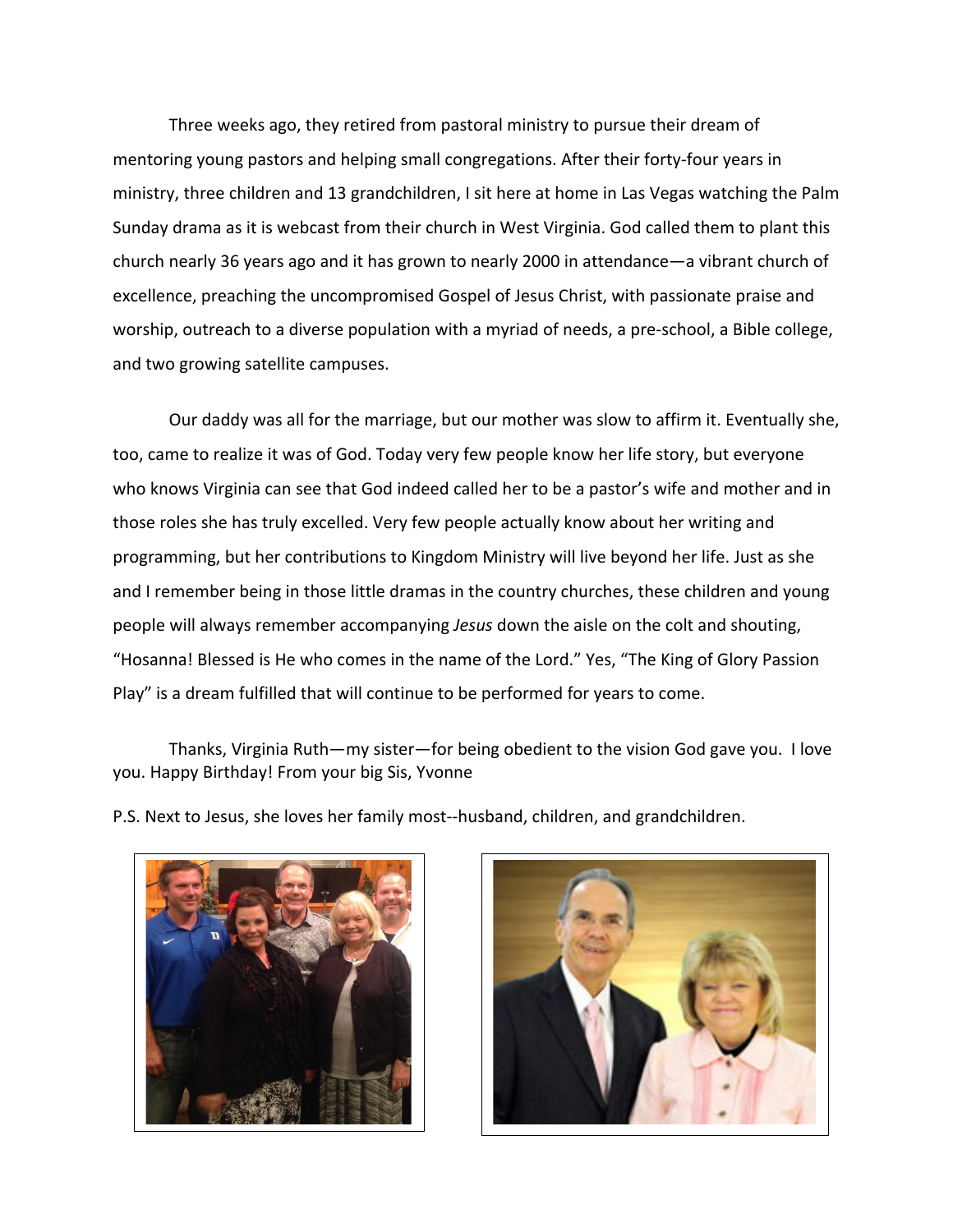Three weeks ago, they retired from pastoral ministry to pursue their dream of mentoring young pastors and helping small congregations. After their forty-four years in ministry, three children and 13 grandchildren, I sit here at home in Las Vegas watching the Palm Sunday drama as it is webcast from their church in West Virginia. God called them to plant this church nearly 36 years ago and it has grown to nearly 2000 in attendance—a vibrant church of excellence, preaching the uncompromised Gospel of Jesus Christ, with passionate praise and worship, outreach to a diverse population with a myriad of needs, a pre-school, a Bible college, and two growing satellite campuses.

Our daddy was all for the marriage, but our mother was slow to affirm it. Eventually she, too, came to realize it was of God. Today very few people know her life story, but everyone who knows Virginia can see that God indeed called her to be a pastor's wife and mother and in those roles she has truly excelled. Very few people actually know about her writing and programming, but her contributions to Kingdom Ministry will live beyond her life. Just as she and I remember being in those little dramas in the country churches, these children and young people will always remember accompanying *Jesus* down the aisle on the colt and shouting, "Hosanna! Blessed is He who comes in the name of the Lord." Yes, "The King of Glory Passion Play" is a dream fulfilled that will continue to be performed for years to come.

Thanks, Virginia Ruth—my sister—for being obedient to the vision God gave you. I love you. Happy Birthday! From your big Sis, Yvonne

P.S. Next to Jesus, she loves her family most--husband, children, and grandchildren.